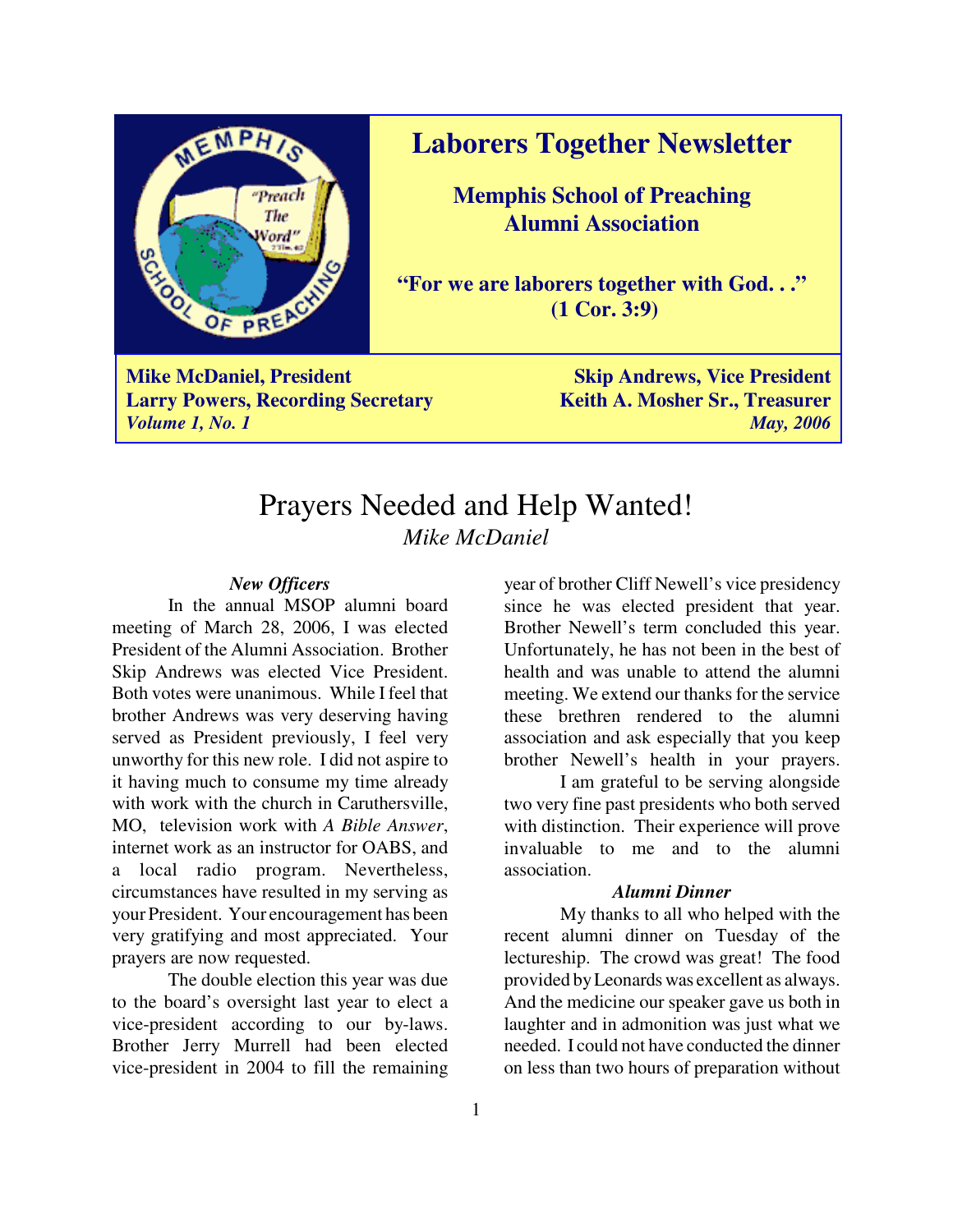# Laborers Together Newsletter

## Memphis School of Preaching Alumni Association

**"For we are laborers together with God. . ." (1 Cor. 3:9)**

**Mike McDaniel, President** | **Skip Andrews, Vice President**
**Larry Powers, Recording Secretary** | **Keith A. Mosher Sr., Treasurer**
***Volume 1, No. 1*** | ***May, 2006***

# Prayers Needed and Help Wanted!

*Mike McDaniel*

### *New Officers*

In the annual MSOP alumni board meeting of March 28, 2006, I was elected President of the Alumni Association. Brother Skip Andrews was elected Vice President. Both votes were unanimous. While I feel that brother Andrews was very deserving having served as President previously, I feel very unworthy for this new role. I did not aspire to it having much to consume my time already with work with the church in Caruthersville, MO, television work with *A Bible Answer*, internet work as an instructor for OABS, and a local radio program. Nevertheless, circumstances have resulted in my serving as your President. Your encouragement has been very gratifying and most appreciated. Your prayers are now requested.

The double election this year was due to the board's oversight last year to elect a vice-president according to our by-laws. Brother Jerry Murrell had been elected vice-president in 2004 to fill the remaining year of brother Cliff Newell's vice presidency since he was elected president that year. Brother Newell's term concluded this year. Unfortunately, he has not been in the best of health and was unable to attend the alumni meeting. We extend our thanks for the service these brethren rendered to the alumni association and ask especially that you keep brother Newell's health in your prayers.

I am grateful to be serving alongside two very fine past presidents who both served with distinction. Their experience will prove invaluable to me and to the alumni association.

### *Alumni Dinner*

My thanks to all who helped with the recent alumni dinner on Tuesday of the lectureship. The crowd was great! The food provided by Leonards was excellent as always. And the medicine our speaker gave us both in laughter and in admonition was just what we needed. I could not have conducted the dinner on less than two hours of preparation without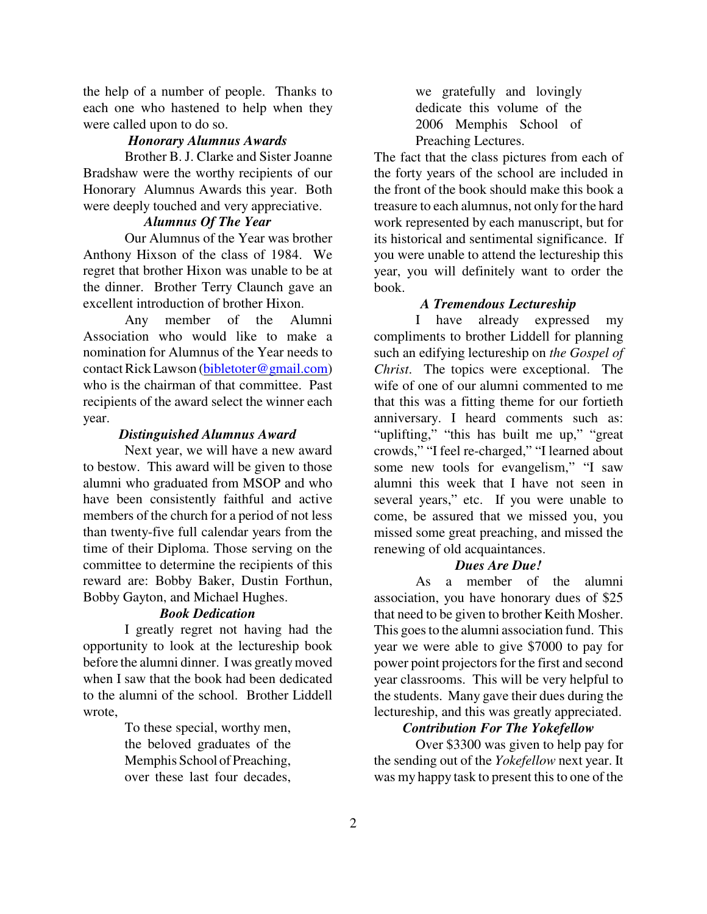the help of a number of people. Thanks to each one who hastened to help when they were called upon to do so.

### *Honorary Alumnus Awards*

Brother B. J. Clarke and Sister Joanne Bradshaw were the worthy recipients of our Honorary Alumnus Awards this year. Both were deeply touched and very appreciative.

### *Alumnus Of The Year*

Our Alumnus of the Year was brother Anthony Hixson of the class of 1984. We regret that brother Hixon was unable to be at the dinner. Brother Terry Claunch gave an excellent introduction of brother Hixon.

Any member of the Alumni Association who would like to make a nomination for Alumnus of the Year needs to contact Rick Lawson (bibletoter@gmail.com) who is the chairman of that committee. Past recipients of the award select the winner each year.

### *Distinguished Alumnus Award*

Next year, we will have a new award to bestow. This award will be given to those alumni who graduated from MSOP and who have been consistently faithful and active members of the church for a period of not less than twenty-five full calendar years from the time of their Diploma. Those serving on the committee to determine the recipients of this reward are: Bobby Baker, Dustin Forthun, Bobby Gayton, and Michael Hughes.

### *Book Dedication*

I greatly regret not having had the opportunity to look at the lectureship book before the alumni dinner. I was greatly moved when I saw that the book had been dedicated to the alumni of the school. Brother Liddell wrote,

> To these special, worthy men, the beloved graduates of the Memphis School of Preaching, over these last four decades, we gratefully and lovingly dedicate this volume of the 2006 Memphis School of Preaching Lectures.

The fact that the class pictures from each of the forty years of the school are included in the front of the book should make this book a treasure to each alumnus, not only for the hard work represented by each manuscript, but for its historical and sentimental significance. If you were unable to attend the lectureship this year, you will definitely want to order the book.

### *A Tremendous Lectureship*

I have already expressed my compliments to brother Liddell for planning such an edifying lectureship on *the Gospel of Christ*. The topics were exceptional. The wife of one of our alumni commented to me that this was a fitting theme for our fortieth anniversary. I heard comments such as: "uplifting," "this has built me up," "great crowds," "I feel re-charged," "I learned about some new tools for evangelism," "I saw alumni this week that I have not seen in several years," etc. If you were unable to come, be assured that we missed you, you missed some great preaching, and missed the renewing of old acquaintances.

### *Dues Are Due!*

As a member of the alumni association, you have honorary dues of $25 that need to be given to brother Keith Mosher. This goes to the alumni association fund. This year we were able to give $7000 to pay for power point projectors for the first and second year classrooms. This will be very helpful to the students. Many gave their dues during the lectureship, and this was greatly appreciated.

### *Contribution For The Yokefellow*

Over $3300 was given to help pay for the sending out of the *Yokefellow* next year. It was my happy task to present this to one of the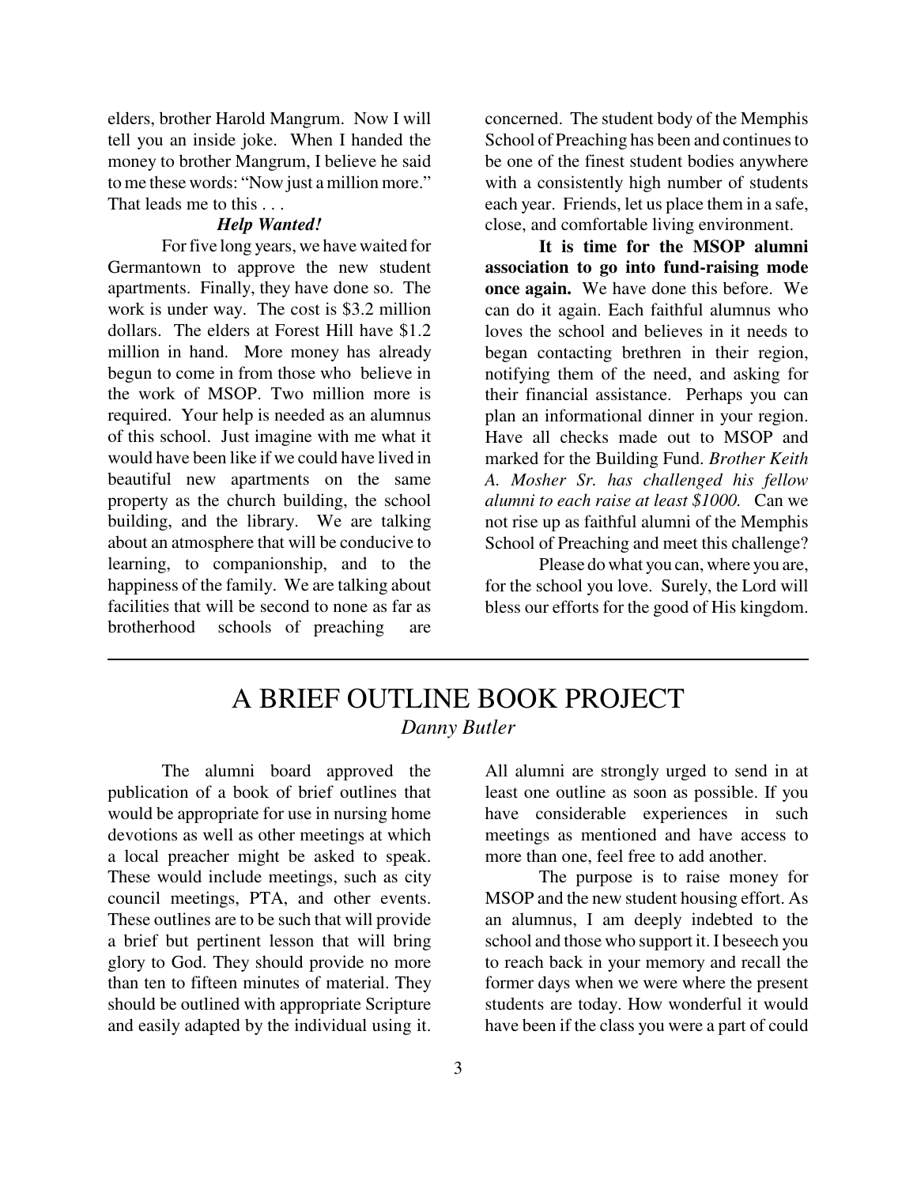elders, brother Harold Mangrum. Now I will tell you an inside joke. When I handed the money to brother Mangrum, I believe he said to me these words: "Now just a million more." That leads me to this . . .

***Help Wanted!***

For five long years, we have waited for Germantown to approve the new student apartments. Finally, they have done so. The work is under way. The cost is $3.2 million dollars. The elders at Forest Hill have $1.2 million in hand. More money has already begun to come in from those who believe in the work of MSOP. Two million more is required. Your help is needed as an alumnus of this school. Just imagine with me what it would have been like if we could have lived in beautiful new apartments on the same property as the church building, the school building, and the library. We are talking about an atmosphere that will be conducive to learning, to companionship, and to the happiness of the family. We are talking about facilities that will be second to none as far as brotherhood schools of preaching are concerned. The student body of the Memphis School of Preaching has been and continues to be one of the finest student bodies anywhere with a consistently high number of students each year. Friends, let us place them in a safe, close, and comfortable living environment.

**It is time for the MSOP alumni association to go into fund-raising mode once again.** We have done this before. We can do it again. Each faithful alumnus who loves the school and believes in it needs to began contacting brethren in their region, notifying them of the need, and asking for their financial assistance. Perhaps you can plan an informational dinner in your region. Have all checks made out to MSOP and marked for the Building Fund. *Brother Keith A. Mosher Sr. has challenged his fellow alumni to each raise at least $1000.* Can we not rise up as faithful alumni of the Memphis School of Preaching and meet this challenge?

Please do what you can, where you are, for the school you love. Surely, the Lord will bless our efforts for the good of His kingdom.

---

# A BRIEF OUTLINE BOOK PROJECT

*Danny Butler*

The alumni board approved the publication of a book of brief outlines that would be appropriate for use in nursing home devotions as well as other meetings at which a local preacher might be asked to speak. These would include meetings, such as city council meetings, PTA, and other events. These outlines are to be such that will provide a brief but pertinent lesson that will bring glory to God. They should provide no more than ten to fifteen minutes of material. They should be outlined with appropriate Scripture and easily adapted by the individual using it. All alumni are strongly urged to send in at least one outline as soon as possible. If you have considerable experiences in such meetings as mentioned and have access to more than one, feel free to add another.

The purpose is to raise money for MSOP and the new student housing effort. As an alumnus, I am deeply indebted to the school and those who support it. I beseech you to reach back in your memory and recall the former days when we were where the present students are today. How wonderful it would have been if the class you were a part of could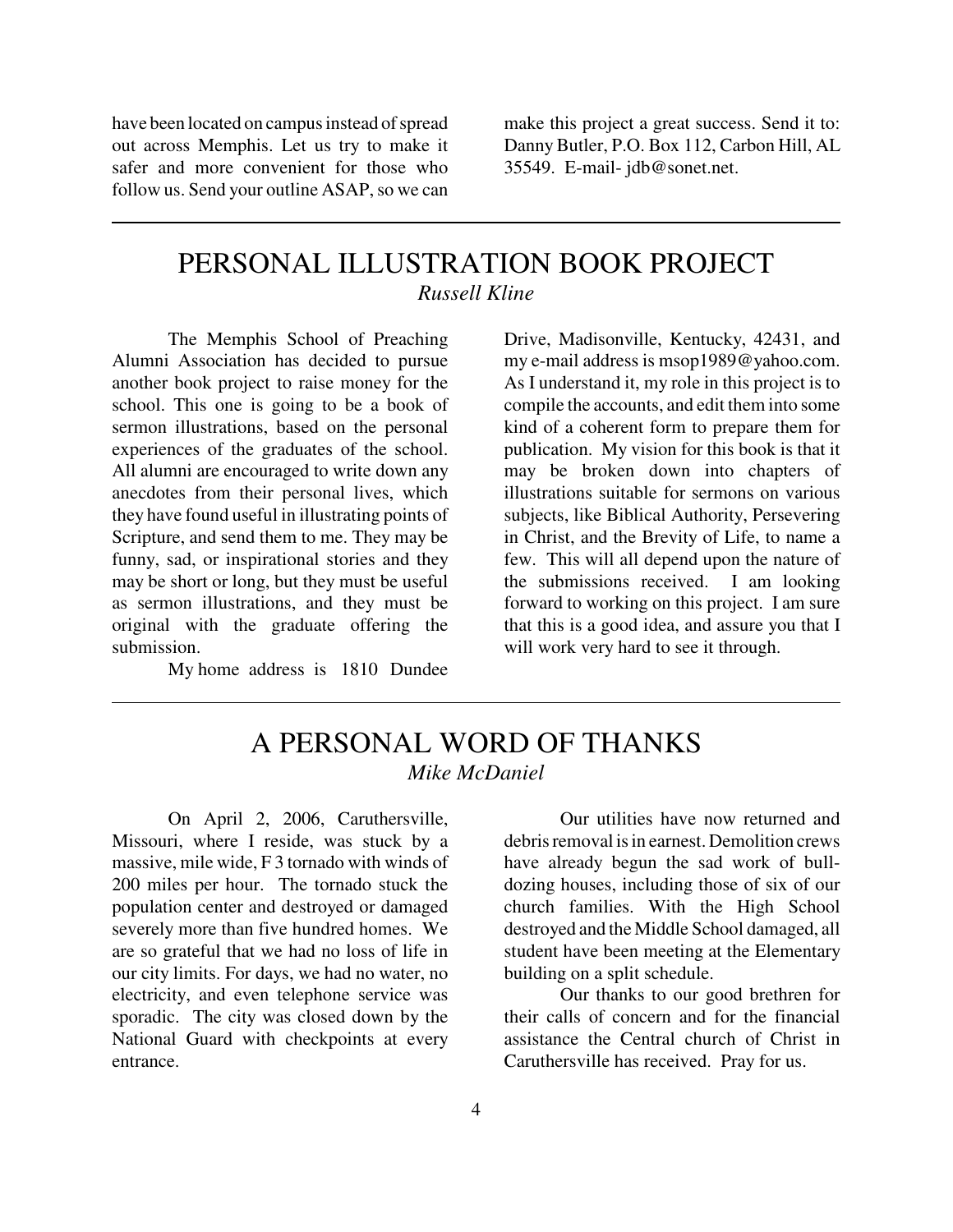have been located on campus instead of spread out across Memphis. Let us try to make it safer and more convenient for those who follow us. Send your outline ASAP, so we can make this project a great success. Send it to: Danny Butler, P.O. Box 112, Carbon Hill, AL 35549. E-mail- jdb@sonet.net.

---

## PERSONAL ILLUSTRATION BOOK PROJECT

*Russell Kline*

The Memphis School of Preaching Alumni Association has decided to pursue another book project to raise money for the school. This one is going to be a book of sermon illustrations, based on the personal experiences of the graduates of the school. All alumni are encouraged to write down any anecdotes from their personal lives, which they have found useful in illustrating points of Scripture, and send them to me. They may be funny, sad, or inspirational stories and they may be short or long, but they must be useful as sermon illustrations, and they must be original with the graduate offering the submission.

My home address is 1810 Dundee Drive, Madisonville, Kentucky, 42431, and my e-mail address is msop1989@yahoo.com. As I understand it, my role in this project is to compile the accounts, and edit them into some kind of a coherent form to prepare them for publication. My vision for this book is that it may be broken down into chapters of illustrations suitable for sermons on various subjects, like Biblical Authority, Persevering in Christ, and the Brevity of Life, to name a few. This will all depend upon the nature of the submissions received. I am looking forward to working on this project. I am sure that this is a good idea, and assure you that I will work very hard to see it through.

---

## A PERSONAL WORD OF THANKS

*Mike McDaniel*

On April 2, 2006, Caruthersville, Missouri, where I reside, was stuck by a massive, mile wide, F 3 tornado with winds of 200 miles per hour. The tornado stuck the population center and destroyed or damaged severely more than five hundred homes. We are so grateful that we had no loss of life in our city limits. For days, we had no water, no electricity, and even telephone service was sporadic. The city was closed down by the National Guard with checkpoints at every entrance.

Our utilities have now returned and debris removal is in earnest. Demolition crews have already begun the sad work of bull-dozing houses, including those of six of our church families. With the High School destroyed and the Middle School damaged, all student have been meeting at the Elementary building on a split schedule.

Our thanks to our good brethren for their calls of concern and for the financial assistance the Central church of Christ in Caruthersville has received. Pray for us.